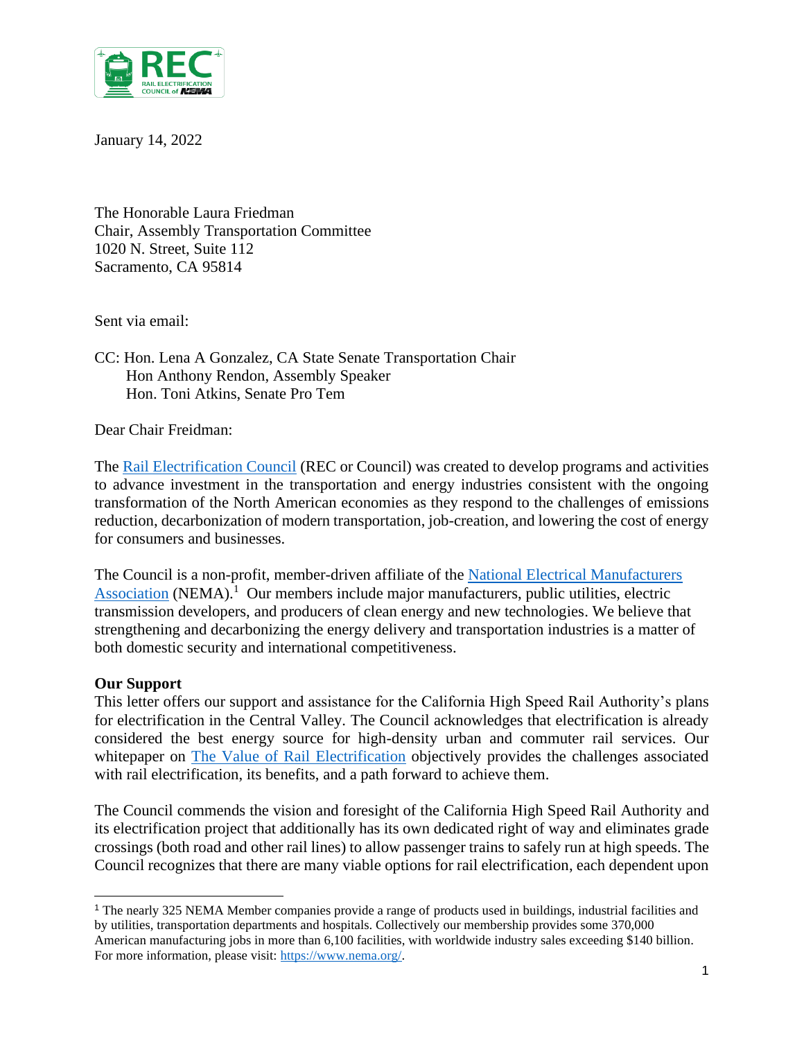January 14, 2022

The Honorable Laura Friedman
Chair, Assembly Transportation Committee
1020 N. Street, Suite 112
Sacramento, CA 95814

Sent via email:

CC: Hon. Lena A Gonzalez, CA State Senate Transportation Chair
Hon Anthony Rendon, Assembly Speaker
Hon. Toni Atkins, Senate Pro Tem

Dear Chair Freidman:

The Rail Electrification Council (REC or Council) was created to develop programs and activities to advance investment in the transportation and energy industries consistent with the ongoing transformation of the North American economies as they respond to the challenges of emissions reduction, decarbonization of modern transportation, job-creation, and lowering the cost of energy for consumers and businesses.

The Council is a non-profit, member-driven affiliate of the National Electrical Manufacturers Association (NEMA).[1] Our members include major manufacturers, public utilities, electric transmission developers, and producers of clean energy and new technologies. We believe that strengthening and decarbonizing the energy delivery and transportation industries is a matter of both domestic security and international competitiveness.

**Our Support**

This letter offers our support and assistance for the California High Speed Rail Authority's plans for electrification in the Central Valley. The Council acknowledges that electrification is already considered the best energy source for high-density urban and commuter rail services. Our whitepaper on The Value of Rail Electrification objectively provides the challenges associated with rail electrification, its benefits, and a path forward to achieve them.

The Council commends the vision and foresight of the California High Speed Rail Authority and its electrification project that additionally has its own dedicated right of way and eliminates grade crossings (both road and other rail lines) to allow passenger trains to safely run at high speeds. The Council recognizes that there are many viable options for rail electrification, each dependent upon

[1] The nearly 325 NEMA Member companies provide a range of products used in buildings, industrial facilities and by utilities, transportation departments and hospitals. Collectively our membership provides some 370,000 American manufacturing jobs in more than 6,100 facilities, with worldwide industry sales exceeding $140 billion. For more information, please visit: https://www.nema.org/.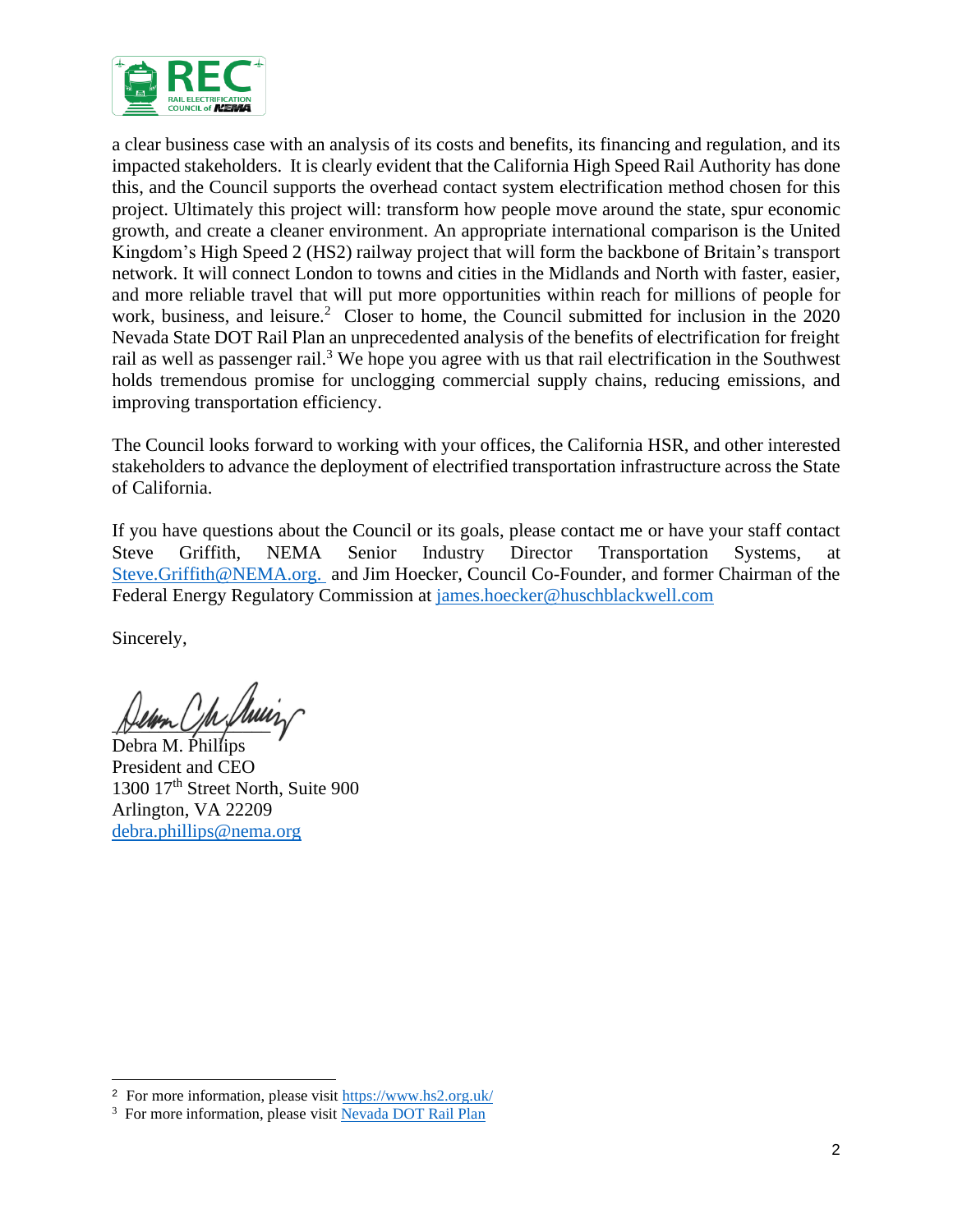a clear business case with an analysis of its costs and benefits, its financing and regulation, and its impacted stakeholders. It is clearly evident that the California High Speed Rail Authority has done this, and the Council supports the overhead contact system electrification method chosen for this project. Ultimately this project will: transform how people move around the state, spur economic growth, and create a cleaner environment. An appropriate international comparison is the United Kingdom's High Speed 2 (HS2) railway project that will form the backbone of Britain's transport network. It will connect London to towns and cities in the Midlands and North with faster, easier, and more reliable travel that will put more opportunities within reach for millions of people for work, business, and leisure.[2] Closer to home, the Council submitted for inclusion in the 2020 Nevada State DOT Rail Plan an unprecedented analysis of the benefits of electrification for freight rail as well as passenger rail.[3] We hope you agree with us that rail electrification in the Southwest holds tremendous promise for unclogging commercial supply chains, reducing emissions, and improving transportation efficiency.

The Council looks forward to working with your offices, the California HSR, and other interested stakeholders to advance the deployment of electrified transportation infrastructure across the State of California.

If you have questions about the Council or its goals, please contact me or have your staff contact Steve Griffith, NEMA Senior Industry Director Transportation Systems, at Steve.Griffith@NEMA.org. and Jim Hoecker, Council Co-Founder, and former Chairman of the Federal Energy Regulatory Commission at james.hoecker@huschblackwell.com

Sincerely,

Debra M. Phillips
President and CEO
1300 17th Street North, Suite 900
Arlington, VA 22209
debra.phillips@nema.org

---

[2] For more information, please visit https://www.hs2.org.uk/

[3] For more information, please visit Nevada DOT Rail Plan